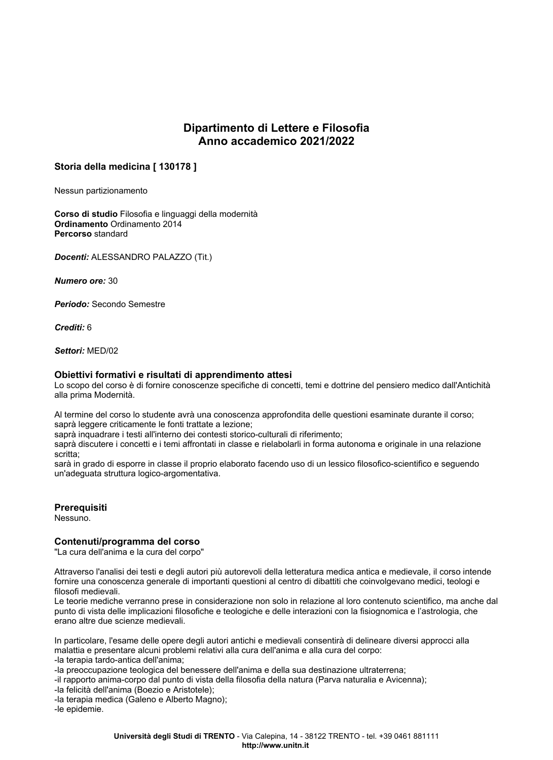# Dipartimento di Lettere e Filosofia
# Anno accademico 2021/2022

## Storia della medicina [ 130178 ]

Nessun partizionamento

**Corso di studio** Filosofia e linguaggi della modernità
**Ordinamento** Ordinamento 2014
**Percorso** standard

***Docenti:*** ALESSANDRO PALAZZO (Tit.)

***Numero ore:*** 30

***Periodo:*** Secondo Semestre

***Crediti:*** 6

***Settori:*** MED/02

### Obiettivi formativi e risultati di apprendimento attesi

Lo scopo del corso è di fornire conoscenze specifiche di concetti, temi e dottrine del pensiero medico dall'Antichità alla prima Modernità.

Al termine del corso lo studente avrà una conoscenza approfondita delle questioni esaminate durante il corso;
saprà leggere criticamente le fonti trattate a lezione;
saprà inquadrare i testi all'interno dei contesti storico-culturali di riferimento;
saprà discutere i concetti e i temi affrontati in classe e rielaborarli in forma autonoma e originale in una relazione scritta;
sarà in grado di esporre in classe il proprio elaborato facendo uso di un lessico filosofico-scientifico e seguendo un'adeguata struttura logico-argomentativa.

### Prerequisiti

Nessuno.

### Contenuti/programma del corso

"La cura dell'anima e la cura del corpo"

Attraverso l'analisi dei testi e degli autori più autorevoli della letteratura medica antica e medievale, il corso intende fornire una conoscenza generale di importanti questioni al centro di dibattiti che coinvolgevano medici, teologi e filosofi medievali.
Le teorie mediche verranno prese in considerazione non solo in relazione al loro contenuto scientifico, ma anche dal punto di vista delle implicazioni filosofiche e teologiche e delle interazioni con la fisiognomica e l'astrologia, che erano altre due scienze medievali.

In particolare, l'esame delle opere degli autori antichi e medievali consentirà di delineare diversi approcci alla malattia e presentare alcuni problemi relativi alla cura dell'anima e alla cura del corpo:
-la terapia tardo-antica dell'anima;
-la preoccupazione teologica del benessere dell'anima e della sua destinazione ultraterrena;
-il rapporto anima-corpo dal punto di vista della filosofia della natura (Parva naturalia e Avicenna);
-la felicità dell'anima (Boezio e Aristotele);
-la terapia medica (Galeno e Alberto Magno);
-le epidemie.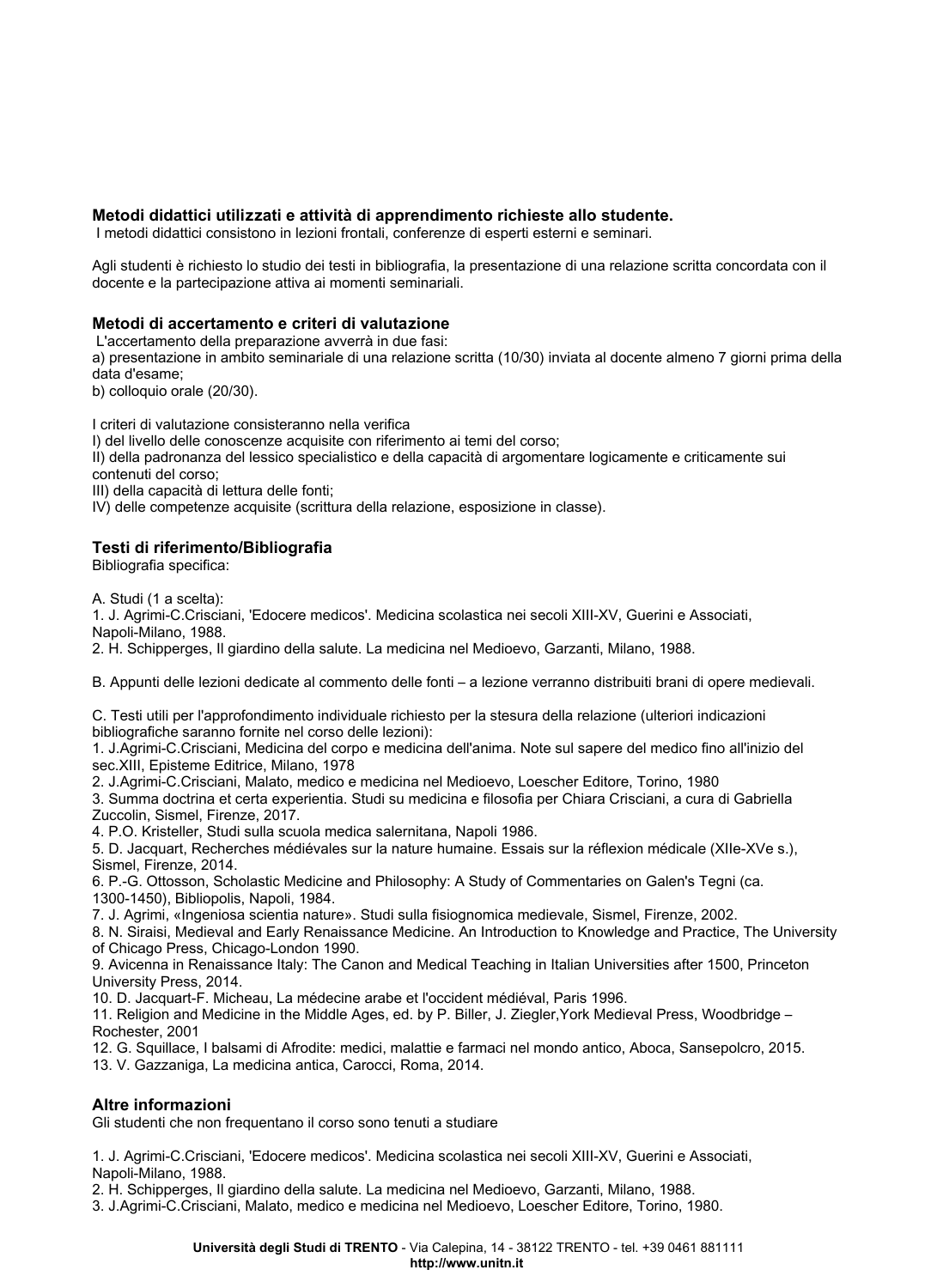### Metodi didattici utilizzati e attività di apprendimento richieste allo studente.

I metodi didattici consistono in lezioni frontali, conferenze di esperti esterni e seminari.

Agli studenti è richiesto lo studio dei testi in bibliografia, la presentazione di una relazione scritta concordata con il docente e la partecipazione attiva ai momenti seminariali.

### Metodi di accertamento e criteri di valutazione

L'accertamento della preparazione avverrà in due fasi:
a) presentazione in ambito seminariale di una relazione scritta (10/30) inviata al docente almeno 7 giorni prima della data d'esame;
b) colloquio orale (20/30).

I criteri di valutazione consisteranno nella verifica
I) del livello delle conoscenze acquisite con riferimento ai temi del corso;
II) della padronanza del lessico specialistico e della capacità di argomentare logicamente e criticamente sui contenuti del corso;
III) della capacità di lettura delle fonti;
IV) delle competenze acquisite (scrittura della relazione, esposizione in classe).

### Testi di riferimento/Bibliografia

Bibliografia specifica:

A. Studi (1 a scelta):
1. J. Agrimi-C.Crisciani, 'Edocere medicos'. Medicina scolastica nei secoli XIII-XV, Guerini e Associati, Napoli-Milano, 1988.
2. H. Schipperges, Il giardino della salute. La medicina nel Medioevo, Garzanti, Milano, 1988.

B. Appunti delle lezioni dedicate al commento delle fonti – a lezione verranno distribuiti brani di opere medievali.

C. Testi utili per l'approfondimento individuale richiesto per la stesura della relazione (ulteriori indicazioni bibliografiche saranno fornite nel corso delle lezioni):
1. J.Agrimi-C.Crisciani, Medicina del corpo e medicina dell'anima. Note sul sapere del medico fino all'inizio del sec.XIII, Episteme Editrice, Milano, 1978
2. J.Agrimi-C.Crisciani, Malato, medico e medicina nel Medioevo, Loescher Editore, Torino, 1980
3. Summa doctrina et certa experientia. Studi su medicina e filosofia per Chiara Crisciani, a cura di Gabriella Zuccolin, Sismel, Firenze, 2017.
4. P.O. Kristeller, Studi sulla scuola medica salernitana, Napoli 1986.
5. D. Jacquart, Recherches médiévales sur la nature humaine. Essais sur la réflexion médicale (XIIe-XVe s.), Sismel, Firenze, 2014.
6. P.-G. Ottosson, Scholastic Medicine and Philosophy: A Study of Commentaries on Galen's Tegni (ca. 1300-1450), Bibliopolis, Napoli, 1984.
7. J. Agrimi, «Ingeniosa scientia nature». Studi sulla fisiognomica medievale, Sismel, Firenze, 2002.
8. N. Siraisi, Medieval and Early Renaissance Medicine. An Introduction to Knowledge and Practice, The University of Chicago Press, Chicago-London 1990.
9. Avicenna in Renaissance Italy: The Canon and Medical Teaching in Italian Universities after 1500, Princeton University Press, 2014.
10. D. Jacquart-F. Micheau, La médecine arabe et l'occident médiéval, Paris 1996.
11. Religion and Medicine in the Middle Ages, ed. by P. Biller, J. Ziegler,York Medieval Press, Woodbridge – Rochester, 2001
12. G. Squillace, I balsami di Afrodite: medici, malattie e farmaci nel mondo antico, Aboca, Sansepolcro, 2015.
13. V. Gazzaniga, La medicina antica, Carocci, Roma, 2014.

### Altre informazioni

Gli studenti che non frequentano il corso sono tenuti a studiare

1. J. Agrimi-C.Crisciani, 'Edocere medicos'. Medicina scolastica nei secoli XIII-XV, Guerini e Associati, Napoli-Milano, 1988.
2. H. Schipperges, Il giardino della salute. La medicina nel Medioevo, Garzanti, Milano, 1988.
3. J.Agrimi-C.Crisciani, Malato, medico e medicina nel Medioevo, Loescher Editore, Torino, 1980.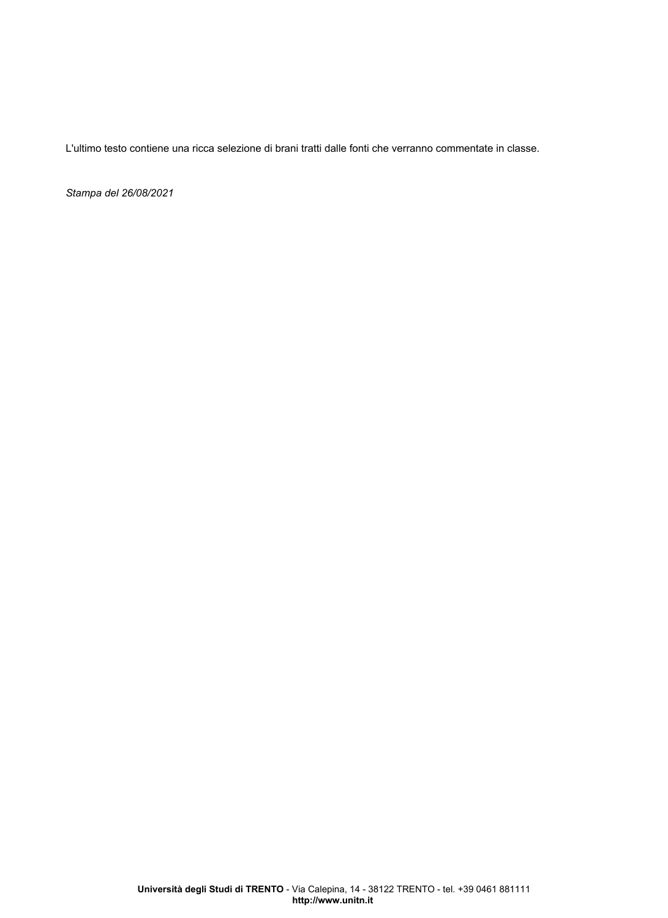L'ultimo testo contiene una ricca selezione di brani tratti dalle fonti che verranno commentate in classe.

*Stampa del 26/08/2021*